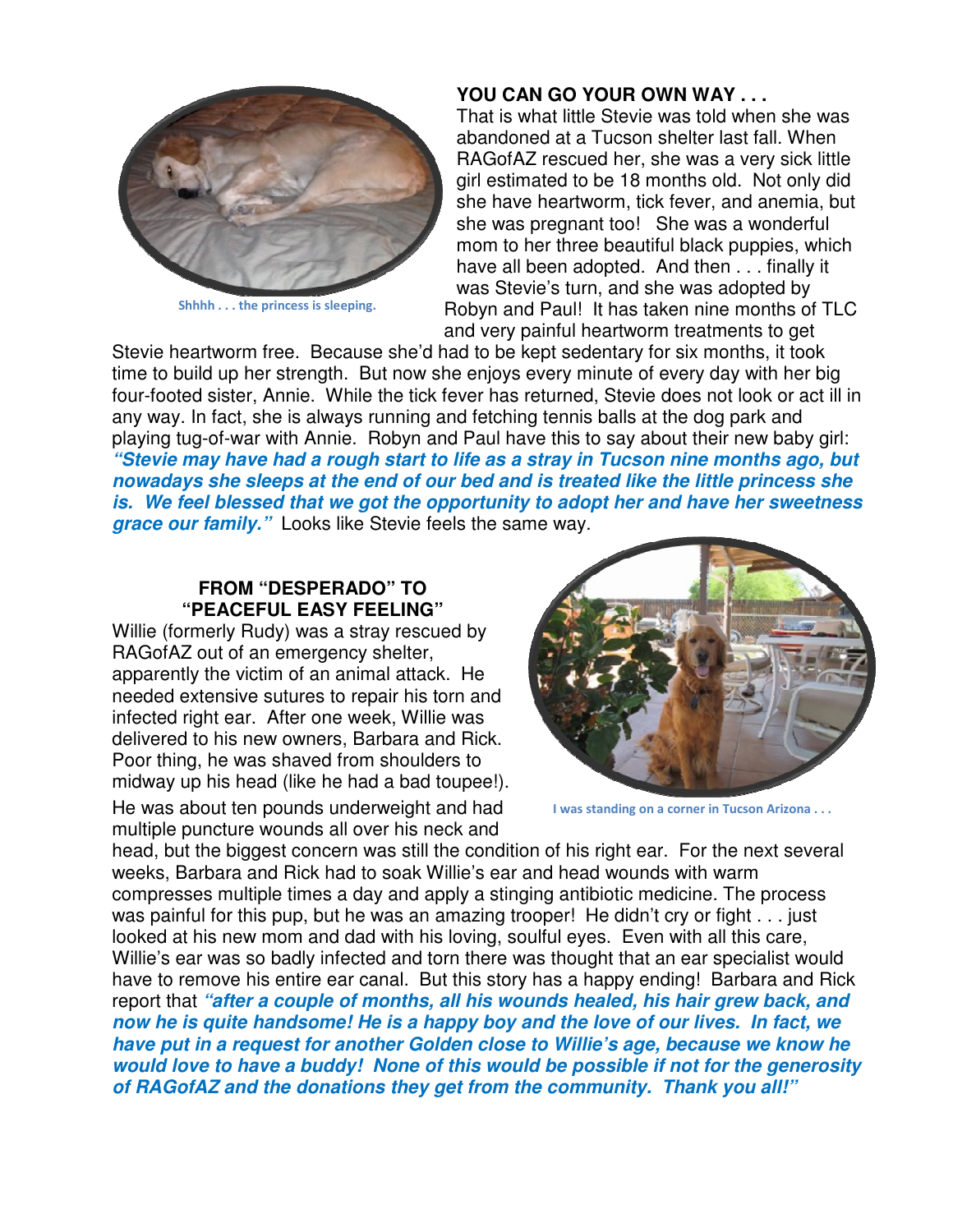## YOU CAN GO YOUR OWN WAY . . .

Shhhh . . . the princess is sleeping.

That is what little Stevie was told when she was abandoned at a Tucson shelter last fall. When RAGofAZ rescued her, she was a very sick little girl estimated to be 18 months old. Not only did she have heartworm, tick fever, and anemia, but she was pregnant too! She was a wonderful mom to her three beautiful black puppies, which have all been adopted. And then . . . finally it was Stevie's turn, and she was adopted by Robyn and Paul! It has taken nine months of TLC and very painful heartworm treatments to get Stevie heartworm free. Because she'd had to be kept sedentary for six months, it took time to build up her strength. But now she enjoys every minute of every day with her big four-footed sister, Annie. While the tick fever has returned, Stevie does not look or act ill in any way. In fact, she is always running and fetching tennis balls at the dog park and playing tug-of-war with Annie. Robyn and Paul have this to say about their new baby girl: ***"Stevie may have had a rough start to life as a stray in Tucson nine months ago, but nowadays she sleeps at the end of our bed and is treated like the little princess she is. We feel blessed that we got the opportunity to adopt her and have her sweetness grace our family."*** Looks like Stevie feels the same way.

## FROM "DESPERADO" TO "PEACEFUL EASY FEELING"

I was standing on a corner in Tucson Arizona . . .

Willie (formerly Rudy) was a stray rescued by RAGofAZ out of an emergency shelter, apparently the victim of an animal attack. He needed extensive sutures to repair his torn and infected right ear. After one week, Willie was delivered to his new owners, Barbara and Rick. Poor thing, he was shaved from shoulders to midway up his head (like he had a bad toupee!). He was about ten pounds underweight and had multiple puncture wounds all over his neck and head, but the biggest concern was still the condition of his right ear. For the next several weeks, Barbara and Rick had to soak Willie's ear and head wounds with warm compresses multiple times a day and apply a stinging antibiotic medicine. The process was painful for this pup, but he was an amazing trooper! He didn't cry or fight . . . just looked at his new mom and dad with his loving, soulful eyes. Even with all this care, Willie's ear was so badly infected and torn there was thought that an ear specialist would have to remove his entire ear canal. But this story has a happy ending! Barbara and Rick report that ***"after a couple of months, all his wounds healed, his hair grew back, and now he is quite handsome! He is a happy boy and the love of our lives. In fact, we have put in a request for another Golden close to Willie's age, because we know he would love to have a buddy! None of this would be possible if not for the generosity of RAGofAZ and the donations they get from the community. Thank you all!"***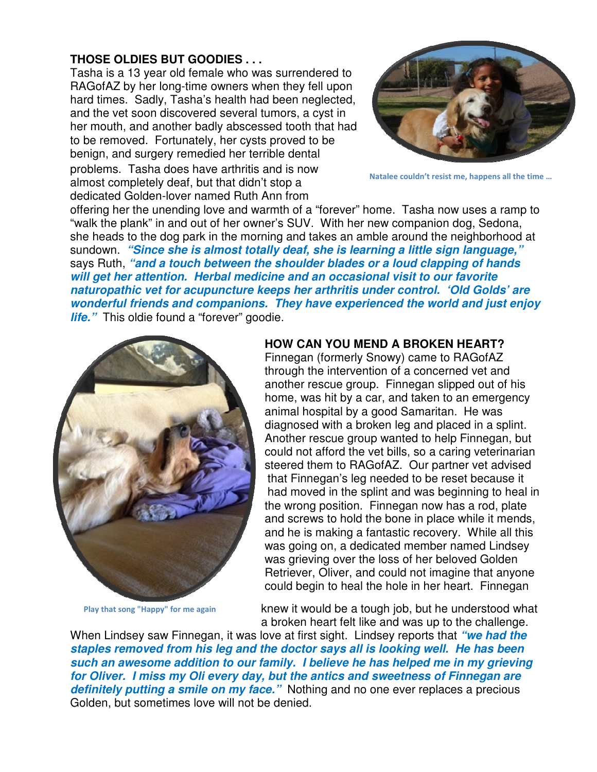### THOSE OLDIES BUT GOODIES . . .

Tasha is a 13 year old female who was surrendered to RAGofAZ by her long-time owners when they fell upon hard times. Sadly, Tasha's health had been neglected, and the vet soon discovered several tumors, a cyst in her mouth, and another badly abscessed tooth that had to be removed. Fortunately, her cysts proved to be benign, and surgery remedied her terrible dental problems. Tasha does have arthritis and is now almost completely deaf, but that didn't stop a dedicated Golden-lover named Ruth Ann from offering her the unending love and warmth of a "forever" home. Tasha now uses a ramp to "walk the plank" in and out of her owner's SUV. With her new companion dog, Sedona, she heads to the dog park in the morning and takes an amble around the neighborhood at sundown. ***"Since she is almost totally deaf, she is learning a little sign language,"*** says Ruth, ***"and a touch between the shoulder blades or a loud clapping of hands will get her attention. Herbal medicine and an occasional visit to our favorite naturopathic vet for acupuncture keeps her arthritis under control. 'Old Golds' are wonderful friends and companions. They have experienced the world and just enjoy life."*** This oldie found a "forever" goodie.

Natalee couldn't resist me, happens all the time …

### HOW CAN YOU MEND A BROKEN HEART?

Finnegan (formerly Snowy) came to RAGofAZ through the intervention of a concerned vet and another rescue group. Finnegan slipped out of his home, was hit by a car, and taken to an emergency animal hospital by a good Samaritan. He was diagnosed with a broken leg and placed in a splint. Another rescue group wanted to help Finnegan, but could not afford the vet bills, so a caring veterinarian steered them to RAGofAZ. Our partner vet advised that Finnegan's leg needed to be reset because it had moved in the splint and was beginning to heal in the wrong position. Finnegan now has a rod, plate and screws to hold the bone in place while it mends, and he is making a fantastic recovery. While all this was going on, a dedicated member named Lindsey was grieving over the loss of her beloved Golden Retriever, Oliver, and could not imagine that anyone could begin to heal the hole in her heart. Finnegan knew it would be a tough job, but he understood what a broken heart felt like and was up to the challenge. When Lindsey saw Finnegan, it was love at first sight. Lindsey reports that ***"we had the staples removed from his leg and the doctor says all is looking well. He has been such an awesome addition to our family. I believe he has helped me in my grieving for Oliver. I miss my Oli every day, but the antics and sweetness of Finnegan are definitely putting a smile on my face."*** Nothing and no one ever replaces a precious Golden, but sometimes love will not be denied.

Play that song "Happy" for me again